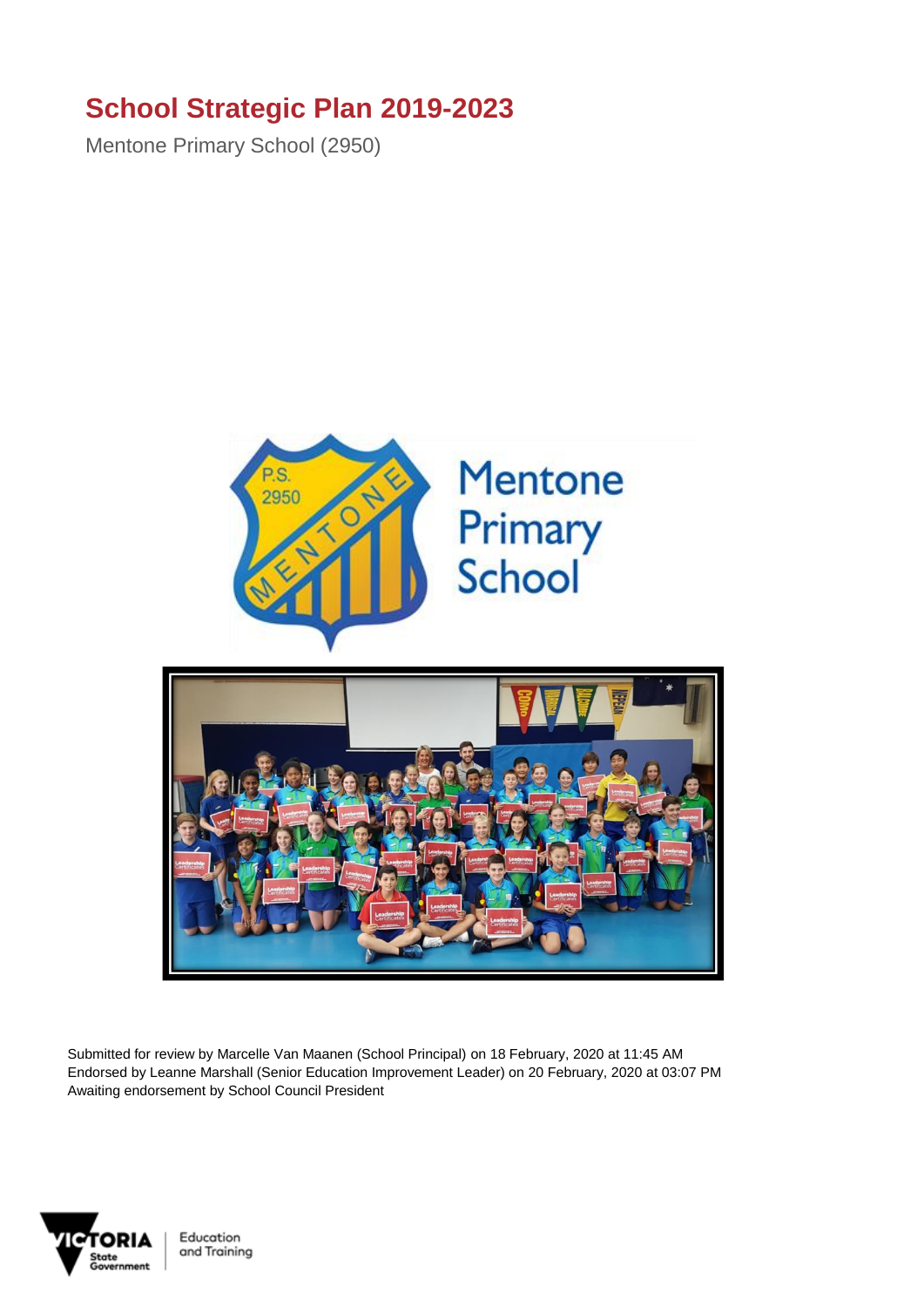# School Strategic Plan 2019-2023

Mentone Primary School (2950)

Submitted for review by Marcelle Van Maanen (School Principal) on 18 February, 2020 at 11:45 AM
Endorsed by Leanne Marshall (Senior Education Improvement Leader) on 20 February, 2020 at 03:07 PM
Awaiting endorsement by School Council President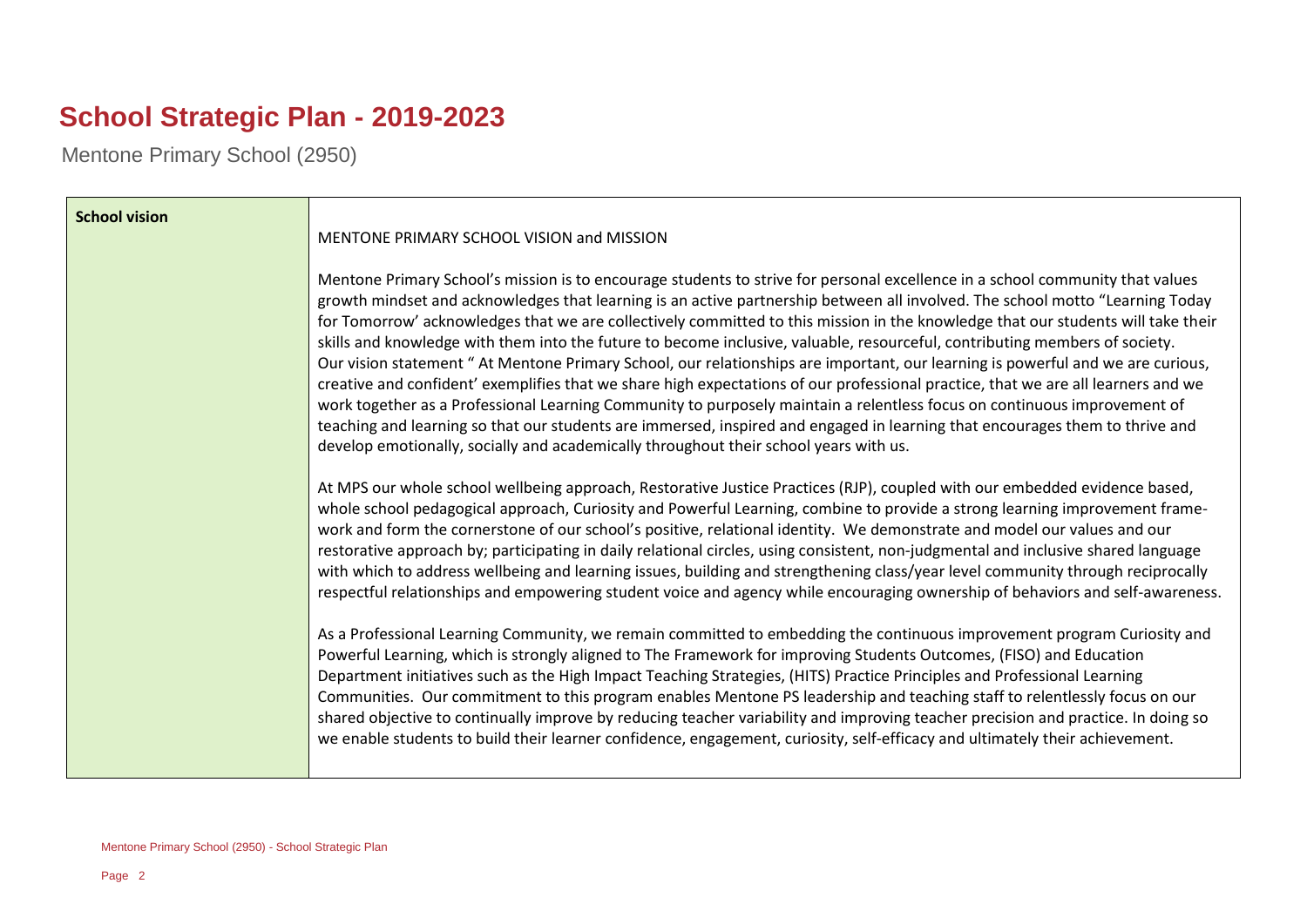# School Strategic Plan - 2019-2023

Mentone Primary School (2950)

| **School vision** | MENTONE PRIMARY SCHOOL VISION and MISSION<br><br>Mentone Primary School's mission is to encourage students to strive for personal excellence in a school community that values growth mindset and acknowledges that learning is an active partnership between all involved. The school motto "Learning Today for Tomorrow' acknowledges that we are collectively committed to this mission in the knowledge that our students will take their skills and knowledge with them into the future to become inclusive, valuable, resourceful, contributing members of society. Our vision statement " At Mentone Primary School, our relationships are important, our learning is powerful and we are curious, creative and confident' exemplifies that we share high expectations of our professional practice, that we are all learners and we work together as a Professional Learning Community to purposely maintain a relentless focus on continuous improvement of teaching and learning so that our students are immersed, inspired and engaged in learning that encourages them to thrive and develop emotionally, socially and academically throughout their school years with us.<br><br>At MPS our whole school wellbeing approach, Restorative Justice Practices (RJP), coupled with our embedded evidence based, whole school pedagogical approach, Curiosity and Powerful Learning, combine to provide a strong learning improvement frame-work and form the cornerstone of our school's positive, relational identity. We demonstrate and model our values and our restorative approach by; participating in daily relational circles, using consistent, non-judgmental and inclusive shared language with which to address wellbeing and learning issues, building and strengthening class/year level community through reciprocally respectful relationships and empowering student voice and agency while encouraging ownership of behaviors and self-awareness.<br><br>As a Professional Learning Community, we remain committed to embedding the continuous improvement program Curiosity and Powerful Learning, which is strongly aligned to The Framework for improving Students Outcomes, (FISO) and Education Department initiatives such as the High Impact Teaching Strategies, (HITS) Practice Principles and Professional Learning Communities. Our commitment to this program enables Mentone PS leadership and teaching staff to relentlessly focus on our shared objective to continually improve by reducing teacher variability and improving teacher precision and practice. In doing so we enable students to build their learner confidence, engagement, curiosity, self-efficacy and ultimately their achievement. |
|---|---|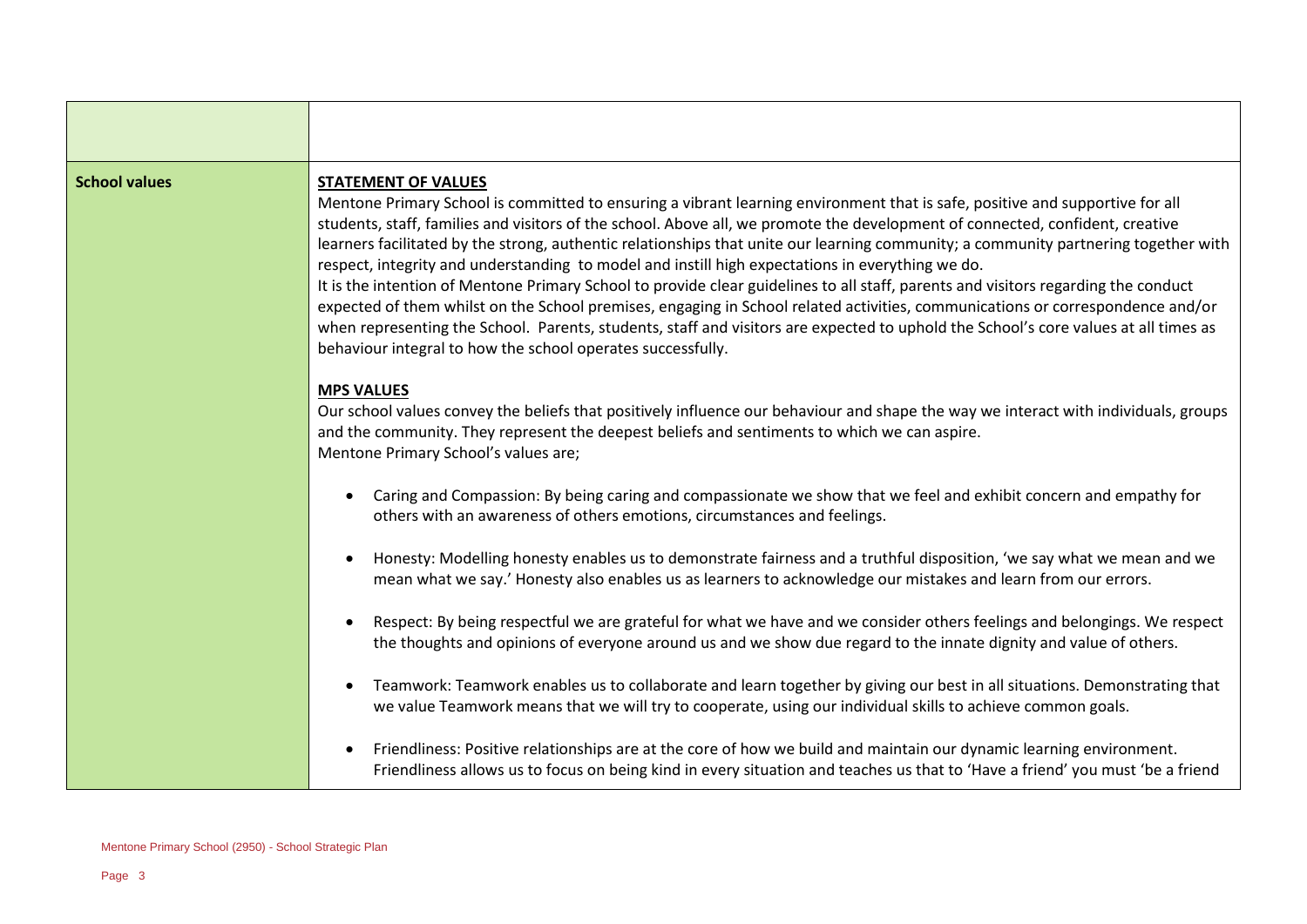| | |
|---|---|
| | |
| **School values** | **STATEMENT OF VALUES**<br>Mentone Primary School is committed to ensuring a vibrant learning environment that is safe, positive and supportive for all students, staff, families and visitors of the school. Above all, we promote the development of connected, confident, creative learners facilitated by the strong, authentic relationships that unite our learning community; a community partnering together with respect, integrity and understanding to model and instill high expectations in everything we do.<br>It is the intention of Mentone Primary School to provide clear guidelines to all staff, parents and visitors regarding the conduct expected of them whilst on the School premises, engaging in School related activities, communications or correspondence and/or when representing the School. Parents, students, staff and visitors are expected to uphold the School's core values at all times as behaviour integral to how the school operates successfully.<br><br>**MPS VALUES**<br>Our school values convey the beliefs that positively influence our behaviour and shape the way we interact with individuals, groups and the community. They represent the deepest beliefs and sentiments to which we can aspire.<br>Mentone Primary School's values are;<br><br>• Caring and Compassion: By being caring and compassionate we show that we feel and exhibit concern and empathy for others with an awareness of others emotions, circumstances and feelings.<br><br>• Honesty: Modelling honesty enables us to demonstrate fairness and a truthful disposition, 'we say what we mean and we mean what we say.' Honesty also enables us as learners to acknowledge our mistakes and learn from our errors.<br><br>• Respect: By being respectful we are grateful for what we have and we consider others feelings and belongings. We respect the thoughts and opinions of everyone around us and we show due regard to the innate dignity and value of others.<br><br>• Teamwork: Teamwork enables us to collaborate and learn together by giving our best in all situations. Demonstrating that we value Teamwork means that we will try to cooperate, using our individual skills to achieve common goals.<br><br>• Friendliness: Positive relationships are at the core of how we build and maintain our dynamic learning environment. Friendliness allows us to focus on being kind in every situation and teaches us that to 'Have a friend' you must 'be a friend |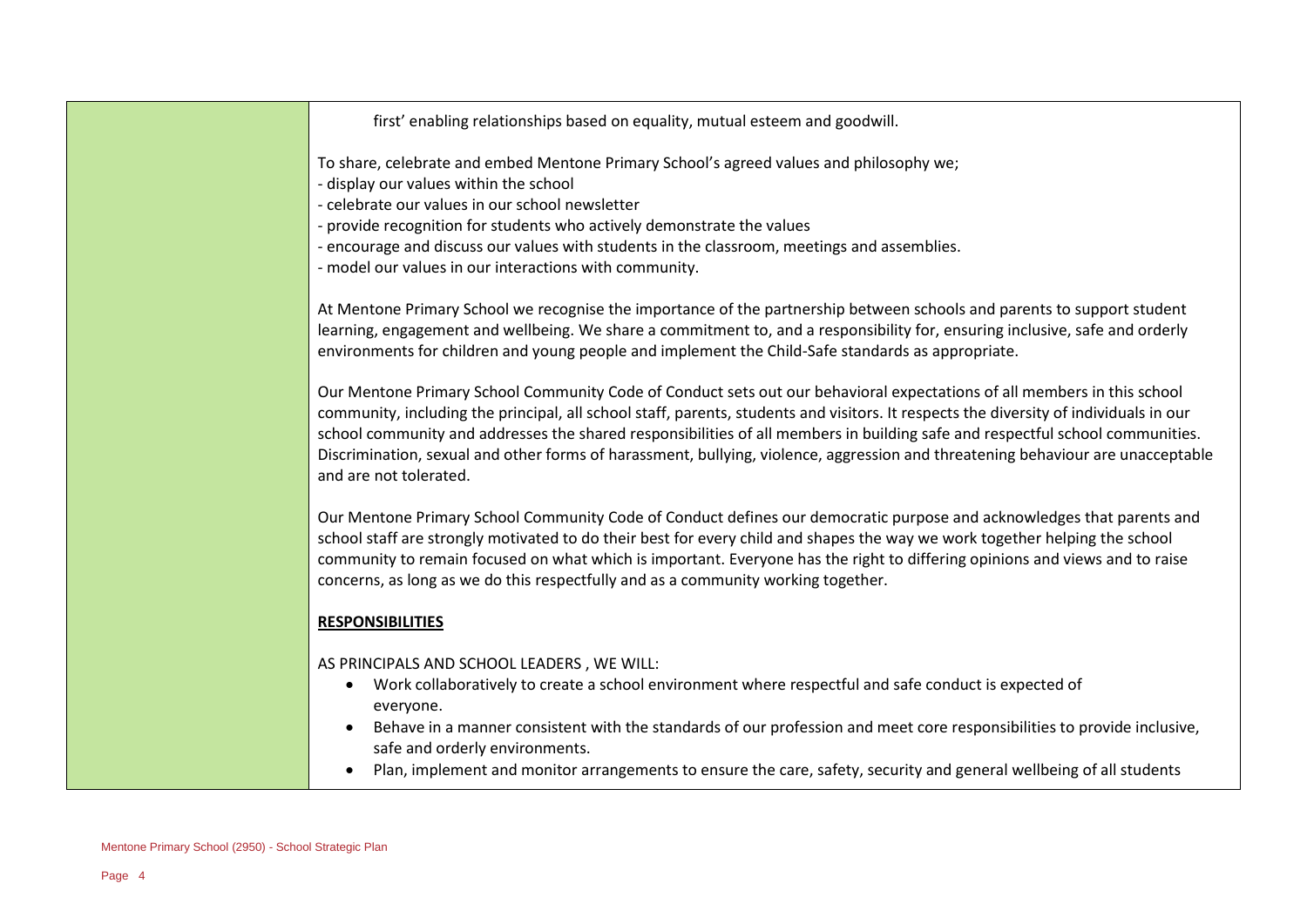first' enabling relationships based on equality, mutual esteem and goodwill.

To share, celebrate and embed Mentone Primary School's agreed values and philosophy we;
- display our values within the school
- celebrate our values in our school newsletter
- provide recognition for students who actively demonstrate the values
- encourage and discuss our values with students in the classroom, meetings and assemblies.
- model our values in our interactions with community.

At Mentone Primary School we recognise the importance of the partnership between schools and parents to support student learning, engagement and wellbeing. We share a commitment to, and a responsibility for, ensuring inclusive, safe and orderly environments for children and young people and implement the Child-Safe standards as appropriate.

Our Mentone Primary School Community Code of Conduct sets out our behavioral expectations of all members in this school community, including the principal, all school staff, parents, students and visitors. It respects the diversity of individuals in our school community and addresses the shared responsibilities of all members in building safe and respectful school communities. Discrimination, sexual and other forms of harassment, bullying, violence, aggression and threatening behaviour are unacceptable and are not tolerated.

Our Mentone Primary School Community Code of Conduct defines our democratic purpose and acknowledges that parents and school staff are strongly motivated to do their best for every child and shapes the way we work together helping the school community to remain focused on what which is important. Everyone has the right to differing opinions and views and to raise concerns, as long as we do this respectfully and as a community working together.

**RESPONSIBILITIES**

AS PRINCIPALS AND SCHOOL LEADERS , WE WILL:

- Work collaboratively to create a school environment where respectful and safe conduct is expected of everyone.
- Behave in a manner consistent with the standards of our profession and meet core responsibilities to provide inclusive, safe and orderly environments.
- Plan, implement and monitor arrangements to ensure the care, safety, security and general wellbeing of all students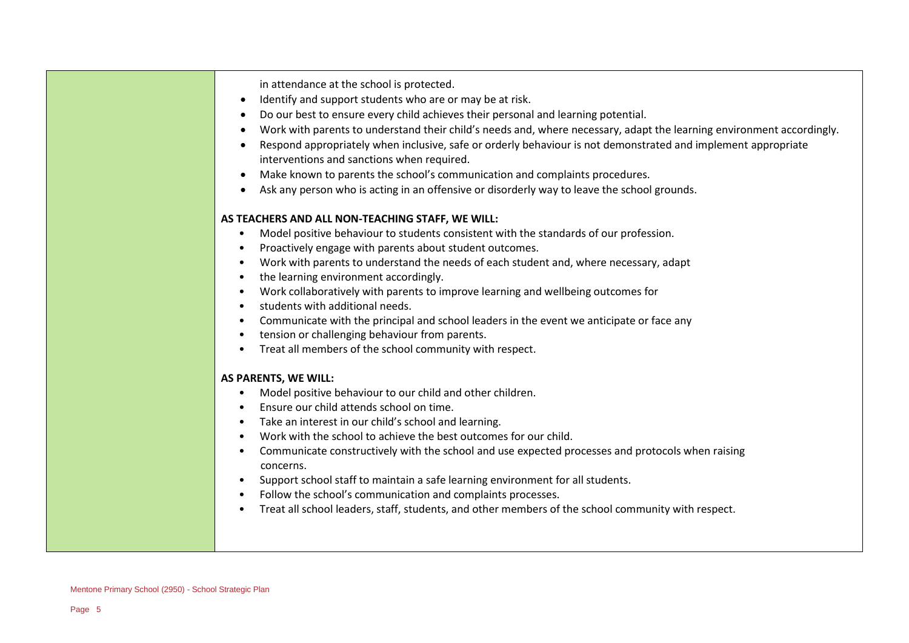in attendance at the school is protected.

- Identify and support students who are or may be at risk.
- Do our best to ensure every child achieves their personal and learning potential.
- Work with parents to understand their child's needs and, where necessary, adapt the learning environment accordingly.
- Respond appropriately when inclusive, safe or orderly behaviour is not demonstrated and implement appropriate interventions and sanctions when required.
- Make known to parents the school's communication and complaints procedures.
- Ask any person who is acting in an offensive or disorderly way to leave the school grounds.

**AS TEACHERS AND ALL NON-TEACHING STAFF, WE WILL:**

- Model positive behaviour to students consistent with the standards of our profession.
- Proactively engage with parents about student outcomes.
- Work with parents to understand the needs of each student and, where necessary, adapt
- the learning environment accordingly.
- Work collaboratively with parents to improve learning and wellbeing outcomes for
- students with additional needs.
- Communicate with the principal and school leaders in the event we anticipate or face any
- tension or challenging behaviour from parents.
- Treat all members of the school community with respect.

**AS PARENTS, WE WILL:**

- Model positive behaviour to our child and other children.
- Ensure our child attends school on time.
- Take an interest in our child's school and learning.
- Work with the school to achieve the best outcomes for our child.
- Communicate constructively with the school and use expected processes and protocols when raising concerns.
- Support school staff to maintain a safe learning environment for all students.
- Follow the school's communication and complaints processes.
- Treat all school leaders, staff, students, and other members of the school community with respect.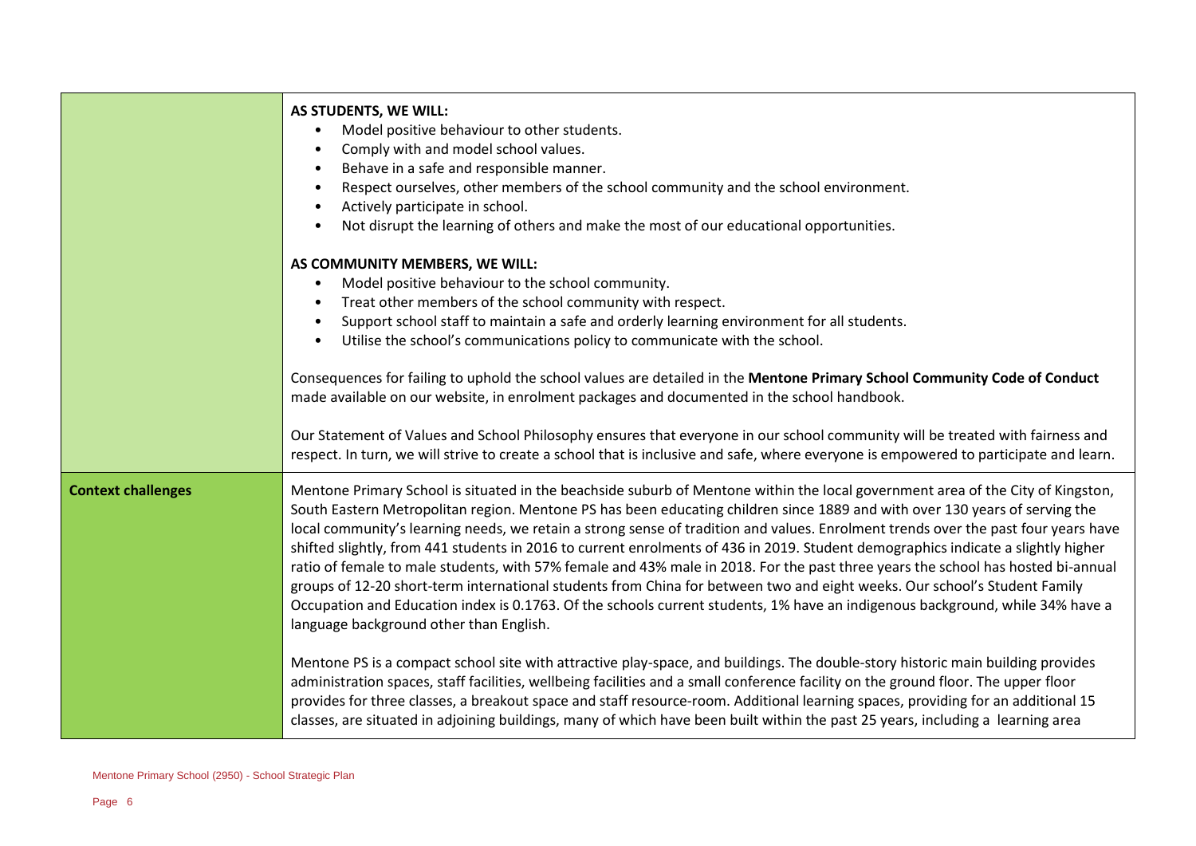| | |
|---|---|
| | **AS STUDENTS, WE WILL:**<br>• Model positive behaviour to other students.<br>• Comply with and model school values.<br>• Behave in a safe and responsible manner.<br>• Respect ourselves, other members of the school community and the school environment.<br>• Actively participate in school.<br>• Not disrupt the learning of others and make the most of our educational opportunities.<br><br>**AS COMMUNITY MEMBERS, WE WILL:**<br>• Model positive behaviour to the school community.<br>• Treat other members of the school community with respect.<br>• Support school staff to maintain a safe and orderly learning environment for all students.<br>• Utilise the school's communications policy to communicate with the school.<br><br>Consequences for failing to uphold the school values are detailed in the **Mentone Primary School Community Code of Conduct** made available on our website, in enrolment packages and documented in the school handbook.<br><br>Our Statement of Values and School Philosophy ensures that everyone in our school community will be treated with fairness and respect. In turn, we will strive to create a school that is inclusive and safe, where everyone is empowered to participate and learn. |
| **Context challenges** | Mentone Primary School is situated in the beachside suburb of Mentone within the local government area of the City of Kingston, South Eastern Metropolitan region. Mentone PS has been educating children since 1889 and with over 130 years of serving the local community's learning needs, we retain a strong sense of tradition and values. Enrolment trends over the past four years have shifted slightly, from 441 students in 2016 to current enrolments of 436 in 2019. Student demographics indicate a slightly higher ratio of female to male students, with 57% female and 43% male in 2018. For the past three years the school has hosted bi-annual groups of 12-20 short-term international students from China for between two and eight weeks. Our school's Student Family Occupation and Education index is 0.1763. Of the schools current students, 1% have an indigenous background, while 34% have a language background other than English.<br><br>Mentone PS is a compact school site with attractive play-space, and buildings. The double-story historic main building provides administration spaces, staff facilities, wellbeing facilities and a small conference facility on the ground floor. The upper floor provides for three classes, a breakout space and staff resource-room. Additional learning spaces, providing for an additional 15 classes, are situated in adjoining buildings, many of which have been built within the past 25 years, including a learning area |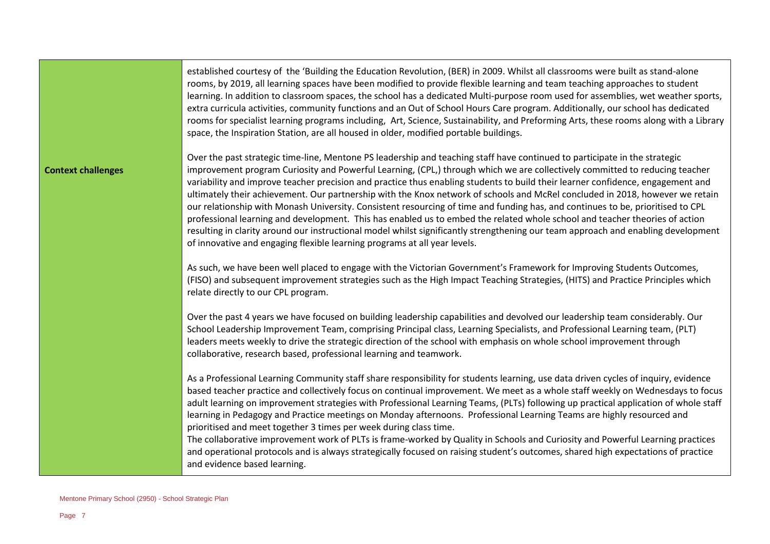| | |
|---|---|
| | established courtesy of the 'Building the Education Revolution, (BER) in 2009. Whilst all classrooms were built as stand-alone rooms, by 2019, all learning spaces have been modified to provide flexible learning and team teaching approaches to student learning. In addition to classroom spaces, the school has a dedicated Multi-purpose room used for assemblies, wet weather sports, extra curricula activities, community functions and an Out of School Hours Care program. Additionally, our school has dedicated rooms for specialist learning programs including, Art, Science, Sustainability, and Preforming Arts, these rooms along with a Library space, the Inspiration Station, are all housed in older, modified portable buildings. |
| **Context challenges** | Over the past strategic time-line, Mentone PS leadership and teaching staff have continued to participate in the strategic improvement program Curiosity and Powerful Learning, (CPL,) through which we are collectively committed to reducing teacher variability and improve teacher precision and practice thus enabling students to build their learner confidence, engagement and ultimately their achievement. Our partnership with the Knox network of schools and McRel concluded in 2018, however we retain our relationship with Monash University. Consistent resourcing of time and funding has, and continues to be, prioritised to CPL professional learning and development. This has enabled us to embed the related whole school and teacher theories of action resulting in clarity around our instructional model whilst significantly strengthening our team approach and enabling development of innovative and engaging flexible learning programs at all year levels.<br><br>As such, we have been well placed to engage with the Victorian Government's Framework for Improving Students Outcomes, (FISO) and subsequent improvement strategies such as the High Impact Teaching Strategies, (HITS) and Practice Principles which relate directly to our CPL program.<br><br>Over the past 4 years we have focused on building leadership capabilities and devolved our leadership team considerably. Our School Leadership Improvement Team, comprising Principal class, Learning Specialists, and Professional Learning team, (PLT) leaders meets weekly to drive the strategic direction of the school with emphasis on whole school improvement through collaborative, research based, professional learning and teamwork.<br><br>As a Professional Learning Community staff share responsibility for students learning, use data driven cycles of inquiry, evidence based teacher practice and collectively focus on continual improvement. We meet as a whole staff weekly on Wednesdays to focus adult learning on improvement strategies with Professional Learning Teams, (PLTs) following up practical application of whole staff learning in Pedagogy and Practice meetings on Monday afternoons. Professional Learning Teams are highly resourced and prioritised and meet together 3 times per week during class time.<br>The collaborative improvement work of PLTs is frame-worked by Quality in Schools and Curiosity and Powerful Learning practices and operational protocols and is always strategically focused on raising student's outcomes, shared high expectations of practice and evidence based learning. |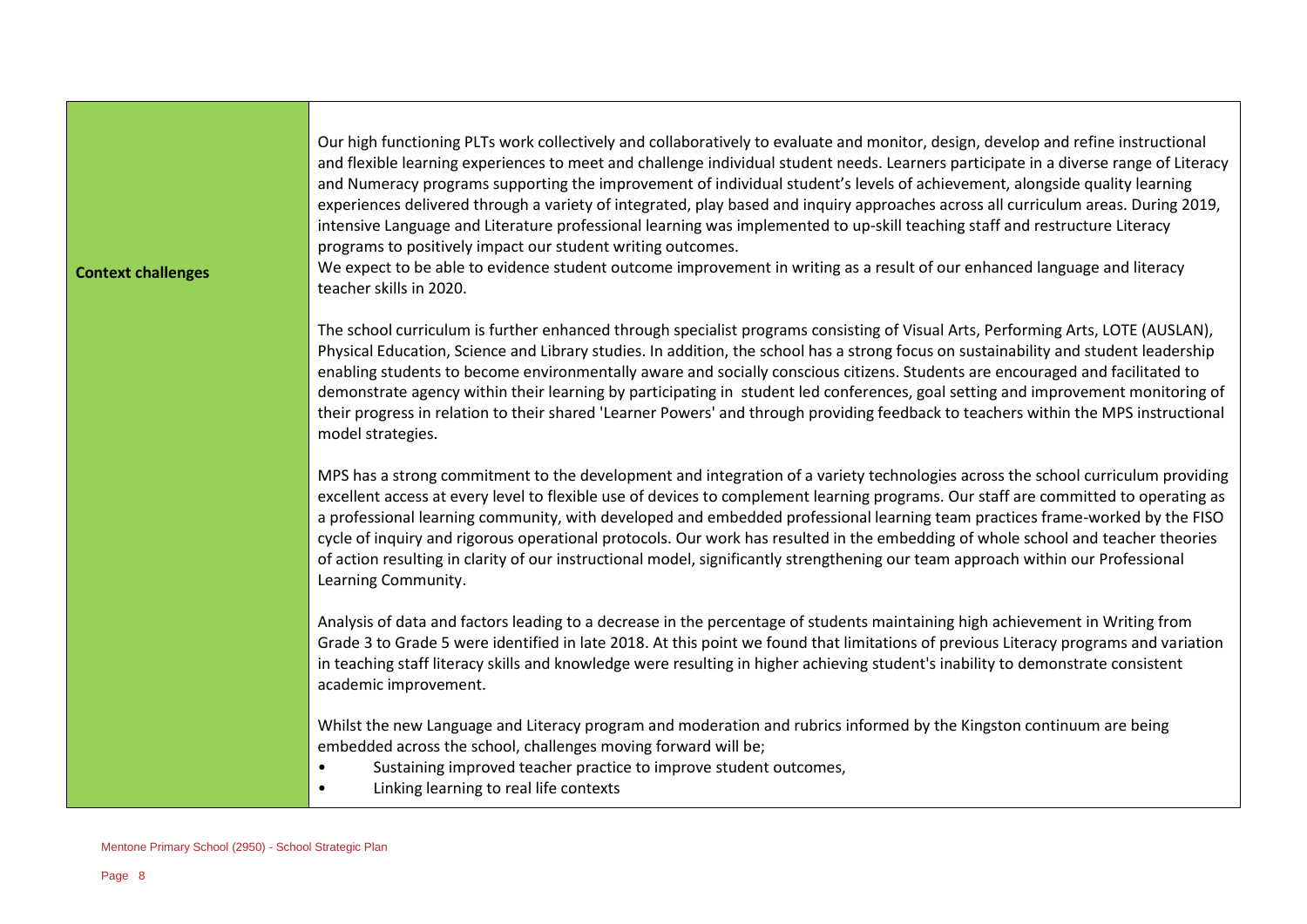| | |
|---|---|
| **Context challenges** | Our high functioning PLTs work collectively and collaboratively to evaluate and monitor, design, develop and refine instructional and flexible learning experiences to meet and challenge individual student needs. Learners participate in a diverse range of Literacy and Numeracy programs supporting the improvement of individual student's levels of achievement, alongside quality learning experiences delivered through a variety of integrated, play based and inquiry approaches across all curriculum areas. During 2019, intensive Language and Literature professional learning was implemented to up-skill teaching staff and restructure Literacy programs to positively impact our student writing outcomes.<br>We expect to be able to evidence student outcome improvement in writing as a result of our enhanced language and literacy teacher skills in 2020.<br><br>The school curriculum is further enhanced through specialist programs consisting of Visual Arts, Performing Arts, LOTE (AUSLAN), Physical Education, Science and Library studies. In addition, the school has a strong focus on sustainability and student leadership enabling students to become environmentally aware and socially conscious citizens. Students are encouraged and facilitated to demonstrate agency within their learning by participating in student led conferences, goal setting and improvement monitoring of their progress in relation to their shared 'Learner Powers' and through providing feedback to teachers within the MPS instructional model strategies.<br><br>MPS has a strong commitment to the development and integration of a variety technologies across the school curriculum providing excellent access at every level to flexible use of devices to complement learning programs. Our staff are committed to operating as a professional learning community, with developed and embedded professional learning team practices frame-worked by the FISO cycle of inquiry and rigorous operational protocols. Our work has resulted in the embedding of whole school and teacher theories of action resulting in clarity of our instructional model, significantly strengthening our team approach within our Professional Learning Community.<br><br>Analysis of data and factors leading to a decrease in the percentage of students maintaining high achievement in Writing from Grade 3 to Grade 5 were identified in late 2018. At this point we found that limitations of previous Literacy programs and variation in teaching staff literacy skills and knowledge were resulting in higher achieving student's inability to demonstrate consistent academic improvement.<br><br>Whilst the new Language and Literacy program and moderation and rubrics informed by the Kingston continuum are being embedded across the school, challenges moving forward will be;<br>• Sustaining improved teacher practice to improve student outcomes,<br>• Linking learning to real life contexts |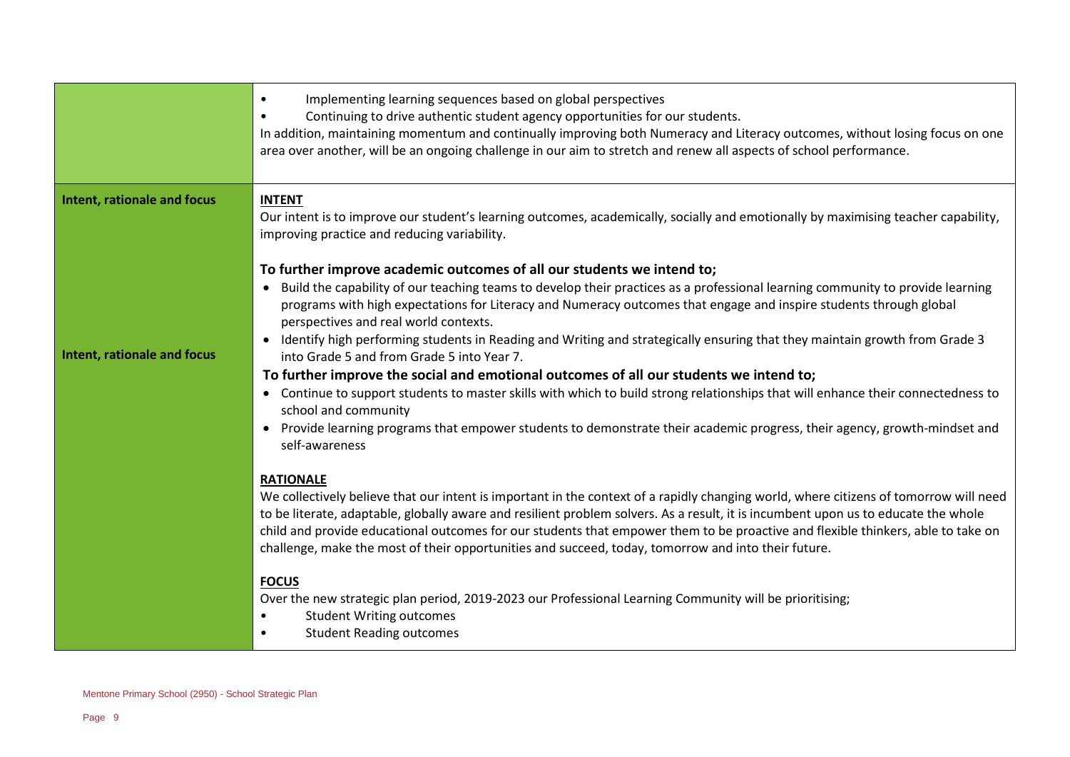| | |
|---|---|
| | • Implementing learning sequences based on global perspectives<br>• Continuing to drive authentic student agency opportunities for our students.<br>In addition, maintaining momentum and continually improving both Numeracy and Literacy outcomes, without losing focus on one area over another, will be an ongoing challenge in our aim to stretch and renew all aspects of school performance. |
| **Intent, rationale and focus**<br><br>**Intent, rationale and focus** | **<u>INTENT</u>**<br>Our intent is to improve our student's learning outcomes, academically, socially and emotionally by maximising teacher capability, improving practice and reducing variability.<br><br>**To further improve academic outcomes of all our students we intend to;**<br>• Build the capability of our teaching teams to develop their practices as a professional learning community to provide learning programs with high expectations for Literacy and Numeracy outcomes that engage and inspire students through global perspectives and real world contexts.<br>• Identify high performing students in Reading and Writing and strategically ensuring that they maintain growth from Grade 3 into Grade 5 and from Grade 5 into Year 7.<br>**To further improve the social and emotional outcomes of all our students we intend to;**<br>• Continue to support students to master skills with which to build strong relationships that will enhance their connectedness to school and community<br>• Provide learning programs that empower students to demonstrate their academic progress, their agency, growth-mindset and self-awareness<br><br>**<u>RATIONALE</u>**<br>We collectively believe that our intent is important in the context of a rapidly changing world, where citizens of tomorrow will need to be literate, adaptable, globally aware and resilient problem solvers. As a result, it is incumbent upon us to educate the whole child and provide educational outcomes for our students that empower them to be proactive and flexible thinkers, able to take on challenge, make the most of their opportunities and succeed, today, tomorrow and into their future.<br><br>**<u>FOCUS</u>**<br>Over the new strategic plan period, 2019-2023 our Professional Learning Community will be prioritising;<br>• Student Writing outcomes<br>• Student Reading outcomes |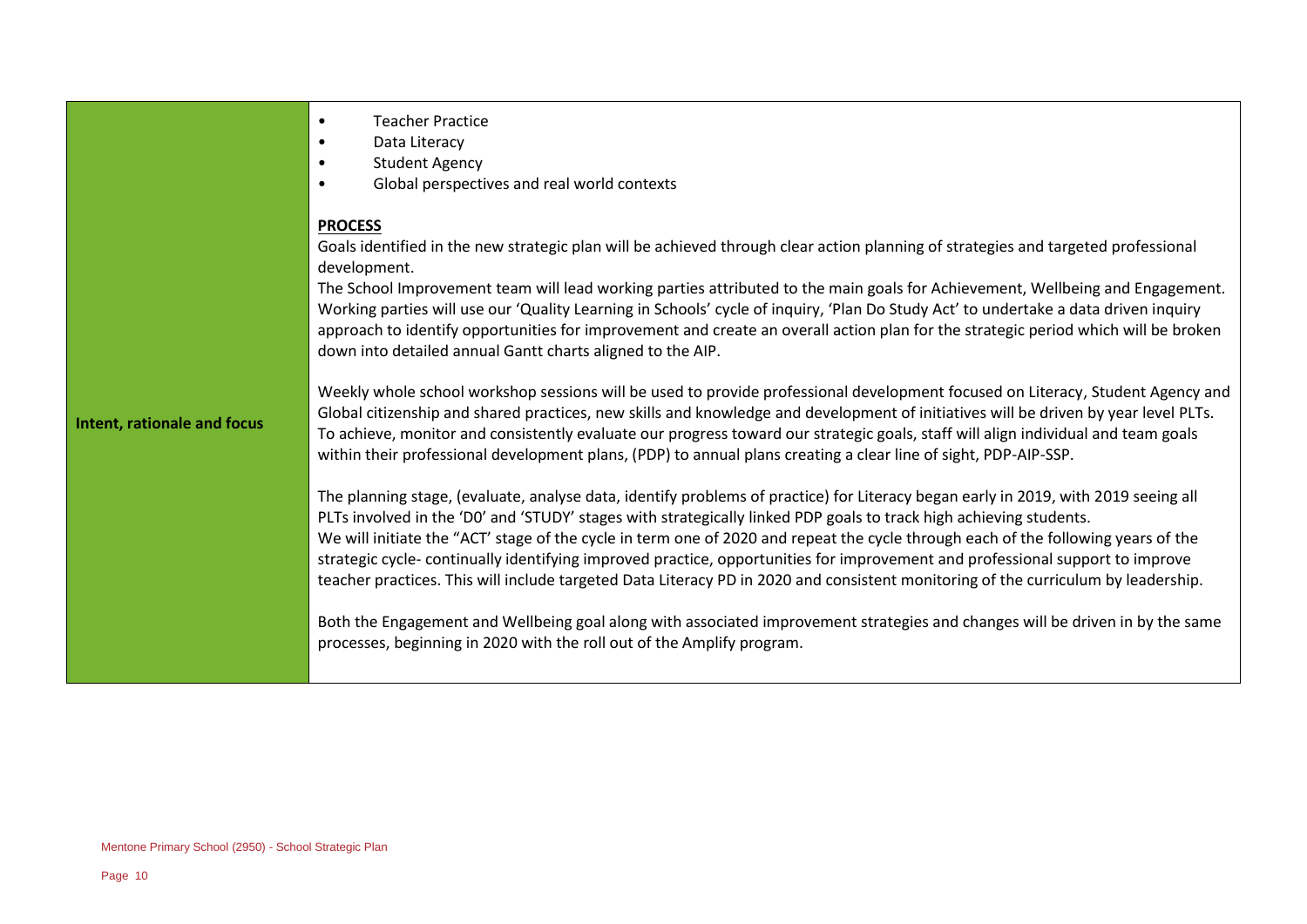| | |
|---|---|
| **Intent, rationale and focus** | • Teacher Practice<br>• Data Literacy<br>• Student Agency<br>• Global perspectives and real world contexts<br><br>**PROCESS**<br>Goals identified in the new strategic plan will be achieved through clear action planning of strategies and targeted professional development.<br>The School Improvement team will lead working parties attributed to the main goals for Achievement, Wellbeing and Engagement. Working parties will use our 'Quality Learning in Schools' cycle of inquiry, 'Plan Do Study Act' to undertake a data driven inquiry approach to identify opportunities for improvement and create an overall action plan for the strategic period which will be broken down into detailed annual Gantt charts aligned to the AIP.<br><br>Weekly whole school workshop sessions will be used to provide professional development focused on Literacy, Student Agency and Global citizenship and shared practices, new skills and knowledge and development of initiatives will be driven by year level PLTs.<br>To achieve, monitor and consistently evaluate our progress toward our strategic goals, staff will align individual and team goals within their professional development plans, (PDP) to annual plans creating a clear line of sight, PDP-AIP-SSP.<br><br>The planning stage, (evaluate, analyse data, identify problems of practice) for Literacy began early in 2019, with 2019 seeing all PLTs involved in the 'D0' and 'STUDY' stages with strategically linked PDP goals to track high achieving students.<br>We will initiate the "ACT' stage of the cycle in term one of 2020 and repeat the cycle through each of the following years of the strategic cycle- continually identifying improved practice, opportunities for improvement and professional support to improve teacher practices. This will include targeted Data Literacy PD in 2020 and consistent monitoring of the curriculum by leadership.<br><br>Both the Engagement and Wellbeing goal along with associated improvement strategies and changes will be driven in by the same processes, beginning in 2020 with the roll out of the Amplify program. |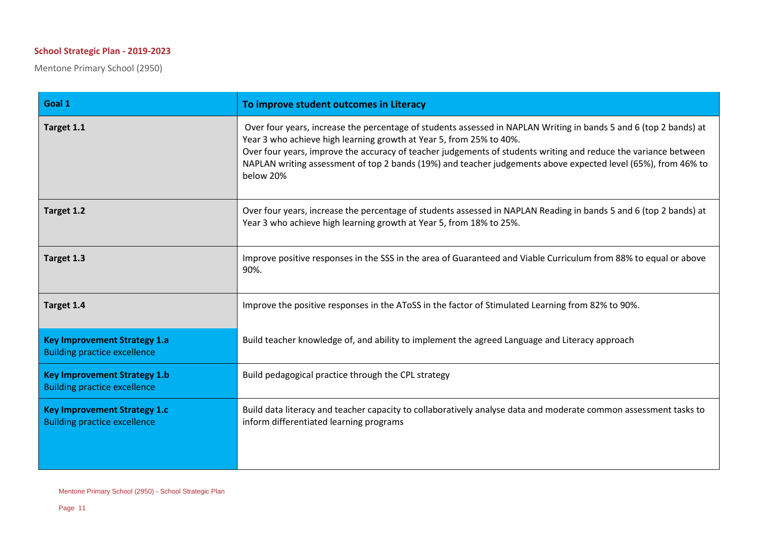**School Strategic Plan - 2019-2023**

Mentone Primary School (2950)

| Goal 1 | To improve student outcomes in Literacy |
|---|---|
| Target 1.1 | Over four years, increase the percentage of students assessed in NAPLAN Writing in bands 5 and 6 (top 2 bands) at Year 3 who achieve high learning growth at Year 5, from 25% to 40%.<br>Over four years, improve the accuracy of teacher judgements of students writing and reduce the variance between NAPLAN writing assessment of top 2 bands (19%) and teacher judgements above expected level (65%), from 46% to below 20% |
| Target 1.2 | Over four years, increase the percentage of students assessed in NAPLAN Reading in bands 5 and 6 (top 2 bands) at Year 3 who achieve high learning growth at Year 5, from 18% to 25%. |
| Target 1.3 | Improve positive responses in the SSS in the area of Guaranteed and Viable Curriculum from 88% to equal or above 90%. |
| Target 1.4 | Improve the positive responses in the AToSS in the factor of Stimulated Learning from 82% to 90%. |
| **Key Improvement Strategy 1.a**<br>Building practice excellence | Build teacher knowledge of, and ability to implement the agreed Language and Literacy approach |
| **Key Improvement Strategy 1.b**<br>Building practice excellence | Build pedagogical practice through the CPL strategy |
| **Key Improvement Strategy 1.c**<br>Building practice excellence | Build data literacy and teacher capacity to collaboratively analyse data and moderate common assessment tasks to inform differentiated learning programs |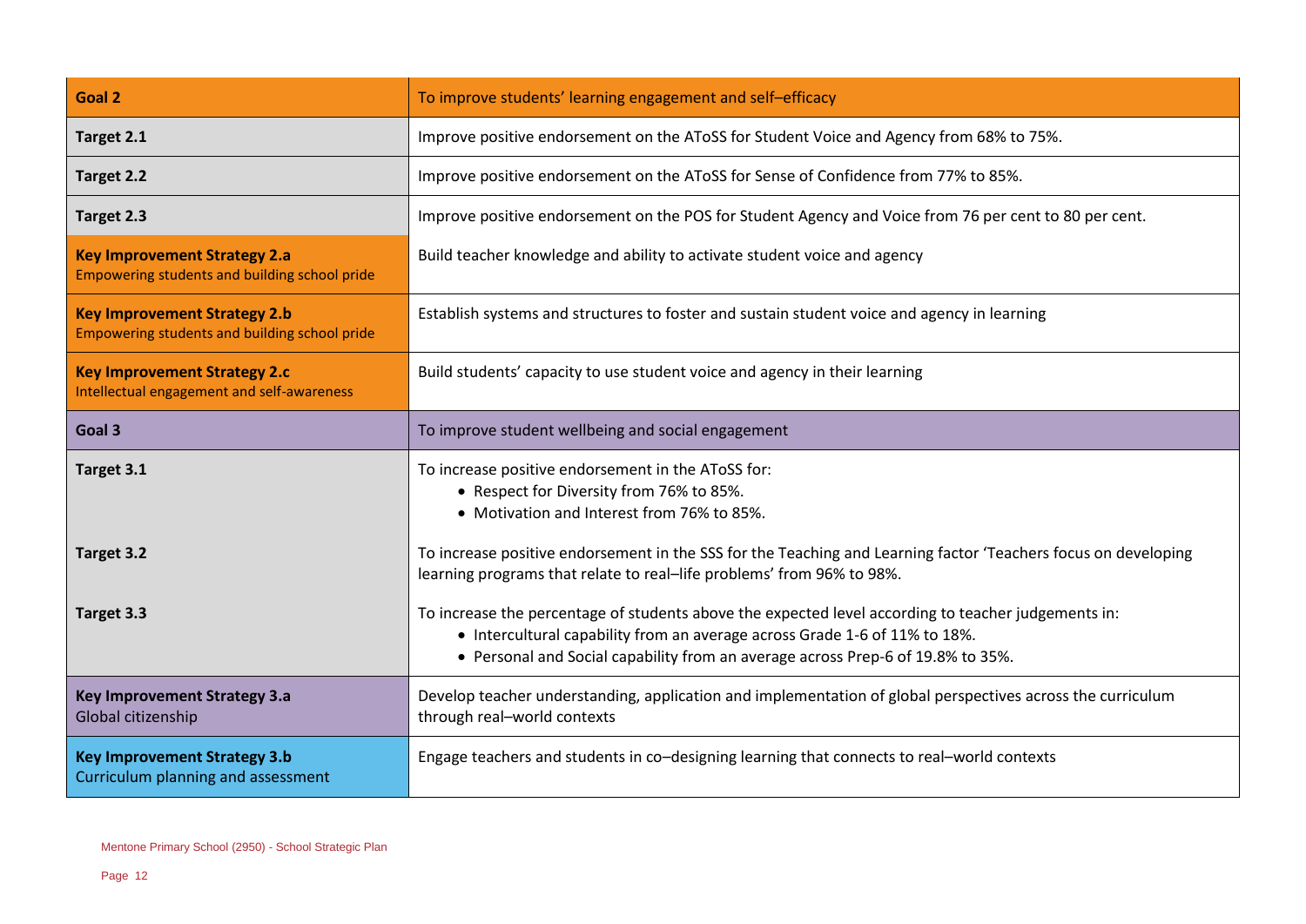| Goal 2 | To improve students' learning engagement and self–efficacy |
|---|---|
| **Target 2.1** | Improve positive endorsement on the AToSS for Student Voice and Agency from 68% to 75%. |
| **Target 2.2** | Improve positive endorsement on the AToSS for Sense of Confidence from 77% to 85%. |
| **Target 2.3** | Improve positive endorsement on the POS for Student Agency and Voice from 76 per cent to 80 per cent. |
| **Key Improvement Strategy 2.a**<br>Empowering students and building school pride | Build teacher knowledge and ability to activate student voice and agency |
| **Key Improvement Strategy 2.b**<br>Empowering students and building school pride | Establish systems and structures to foster and sustain student voice and agency in learning |
| **Key Improvement Strategy 2.c**<br>Intellectual engagement and self-awareness | Build students' capacity to use student voice and agency in their learning |
| **Goal 3** | To improve student wellbeing and social engagement |
| **Target 3.1** | To increase positive endorsement in the AToSS for:<br>• Respect for Diversity from 76% to 85%.<br>• Motivation and Interest from 76% to 85%. |
| **Target 3.2** | To increase positive endorsement in the SSS for the Teaching and Learning factor 'Teachers focus on developing learning programs that relate to real–life problems' from 96% to 98%. |
| **Target 3.3** | To increase the percentage of students above the expected level according to teacher judgements in:<br>• Intercultural capability from an average across Grade 1-6 of 11% to 18%.<br>• Personal and Social capability from an average across Prep-6 of 19.8% to 35%. |
| **Key Improvement Strategy 3.a**<br>Global citizenship | Develop teacher understanding, application and implementation of global perspectives across the curriculum through real–world contexts |
| **Key Improvement Strategy 3.b**<br>Curriculum planning and assessment | Engage teachers and students in co–designing learning that connects to real–world contexts |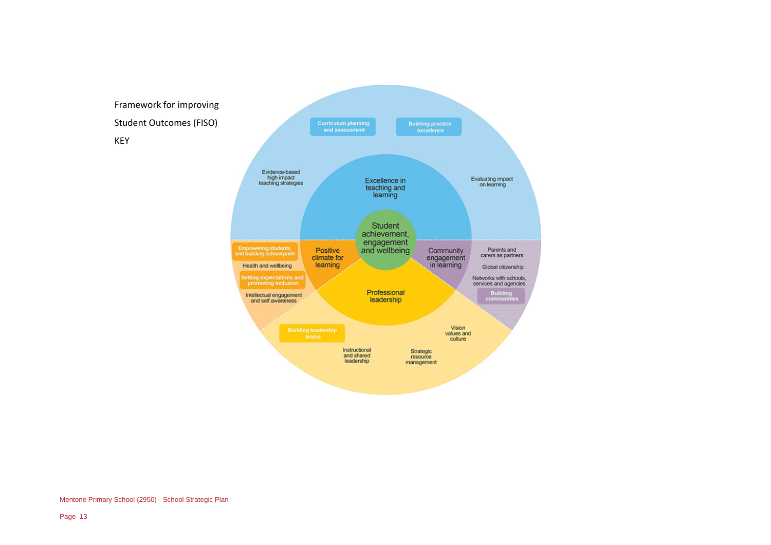Framework for improving

Student Outcomes (FISO)

KEY

Curriculum planning and assessment

Building practice excellence

Evidence-based high impact teaching strategies

Excellence in teaching and learning

Evaluating impact on learning

Student achievement, engagement and wellbeing

Empowering students and building school pride

Positive climate for learning

Community engagement in learning

Parents and carers as partners

Health and wellbeing

Global citizenship

Setting expectations and promoting inclusion

Networks with schools, services and agencies

Intellectual engagement and self awareness

Professional leadership

Building communities

Building leadership teams

Vision values and culture

Instructional and shared leadership

Strategic resource management

Mentone Primary School (2950) - School Strategic Plan